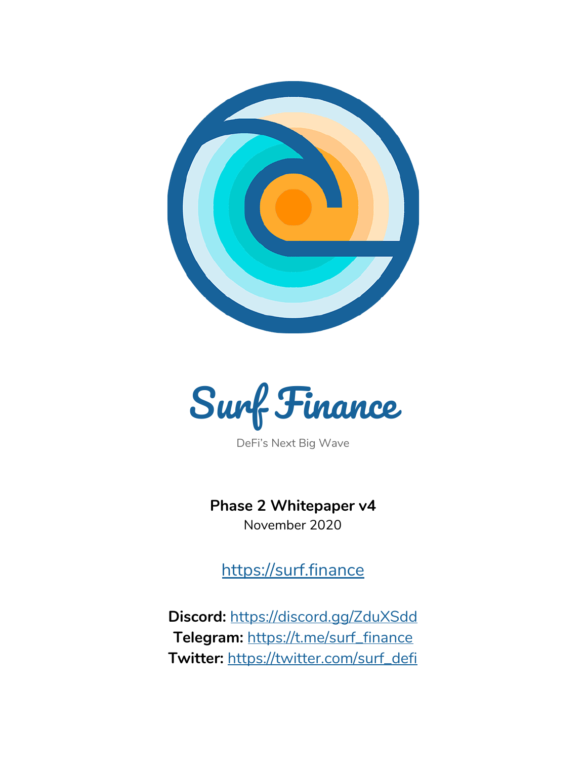# Surf Finance

DeFi's Next Big Wave

**Phase 2 Whitepaper v4**

November 2020

https://surf.finance

**Discord:** https://discord.gg/ZduXSdd
**Telegram:** https://t.me/surf_finance
**Twitter:** https://twitter.com/surf_defi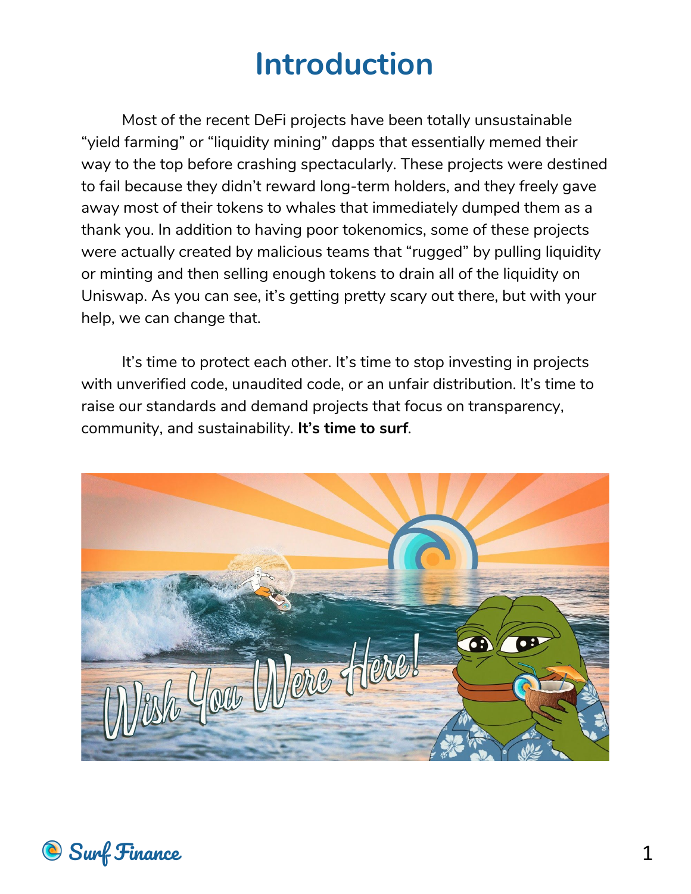# Introduction

Most of the recent DeFi projects have been totally unsustainable "yield farming" or "liquidity mining" dapps that essentially memed their way to the top before crashing spectacularly. These projects were destined to fail because they didn't reward long-term holders, and they freely gave away most of their tokens to whales that immediately dumped them as a thank you. In addition to having poor tokenomics, some of these projects were actually created by malicious teams that "rugged" by pulling liquidity or minting and then selling enough tokens to drain all of the liquidity on Uniswap. As you can see, it's getting pretty scary out there, but with your help, we can change that.

It's time to protect each other. It's time to stop investing in projects with unverified code, unaudited code, or an unfair distribution. It's time to raise our standards and demand projects that focus on transparency, community, and sustainability. **It's time to surf**.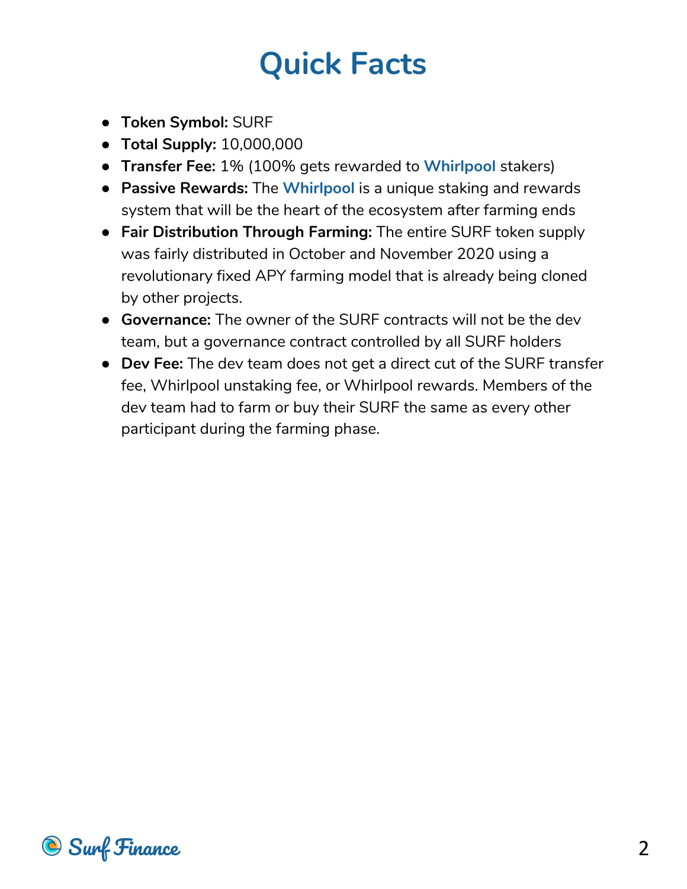# Quick Facts

- **Token Symbol:** SURF
- **Total Supply:** 10,000,000
- **Transfer Fee:** 1% (100% gets rewarded to **Whirlpool** stakers)
- **Passive Rewards:** The **Whirlpool** is a unique staking and rewards system that will be the heart of the ecosystem after farming ends
- **Fair Distribution Through Farming:** The entire SURF token supply was fairly distributed in October and November 2020 using a revolutionary fixed APY farming model that is already being cloned by other projects.
- **Governance:** The owner of the SURF contracts will not be the dev team, but a governance contract controlled by all SURF holders
- **Dev Fee:** The dev team does not get a direct cut of the SURF transfer fee, Whirlpool unstaking fee, or Whirlpool rewards. Members of the dev team had to farm or buy their SURF the same as every other participant during the farming phase.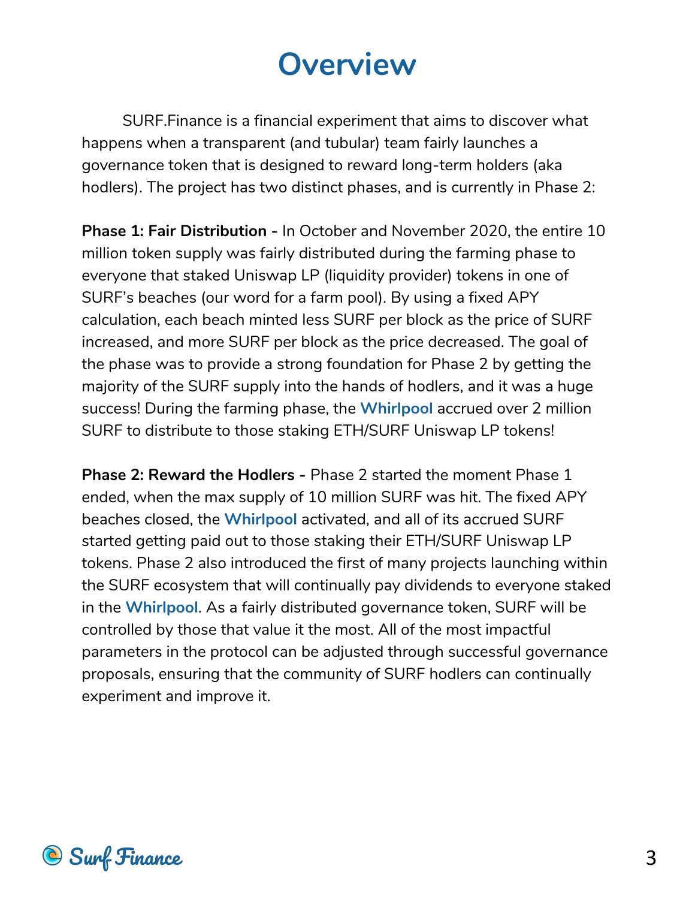# Overview

SURF.Finance is a financial experiment that aims to discover what happens when a transparent (and tubular) team fairly launches a governance token that is designed to reward long-term holders (aka hodlers). The project has two distinct phases, and is currently in Phase 2:

**Phase 1: Fair Distribution -** In October and November 2020, the entire 10 million token supply was fairly distributed during the farming phase to everyone that staked Uniswap LP (liquidity provider) tokens in one of SURF's beaches (our word for a farm pool). By using a fixed APY calculation, each beach minted less SURF per block as the price of SURF increased, and more SURF per block as the price decreased. The goal of the phase was to provide a strong foundation for Phase 2 by getting the majority of the SURF supply into the hands of hodlers, and it was a huge success! During the farming phase, the **Whirlpool** accrued over 2 million SURF to distribute to those staking ETH/SURF Uniswap LP tokens!

**Phase 2: Reward the Hodlers -** Phase 2 started the moment Phase 1 ended, when the max supply of 10 million SURF was hit. The fixed APY beaches closed, the **Whirlpool** activated, and all of its accrued SURF started getting paid out to those staking their ETH/SURF Uniswap LP tokens. Phase 2 also introduced the first of many projects launching within the SURF ecosystem that will continually pay dividends to everyone staked in the **Whirlpool**. As a fairly distributed governance token, SURF will be controlled by those that value it the most. All of the most impactful parameters in the protocol can be adjusted through successful governance proposals, ensuring that the community of SURF hodlers can continually experiment and improve it.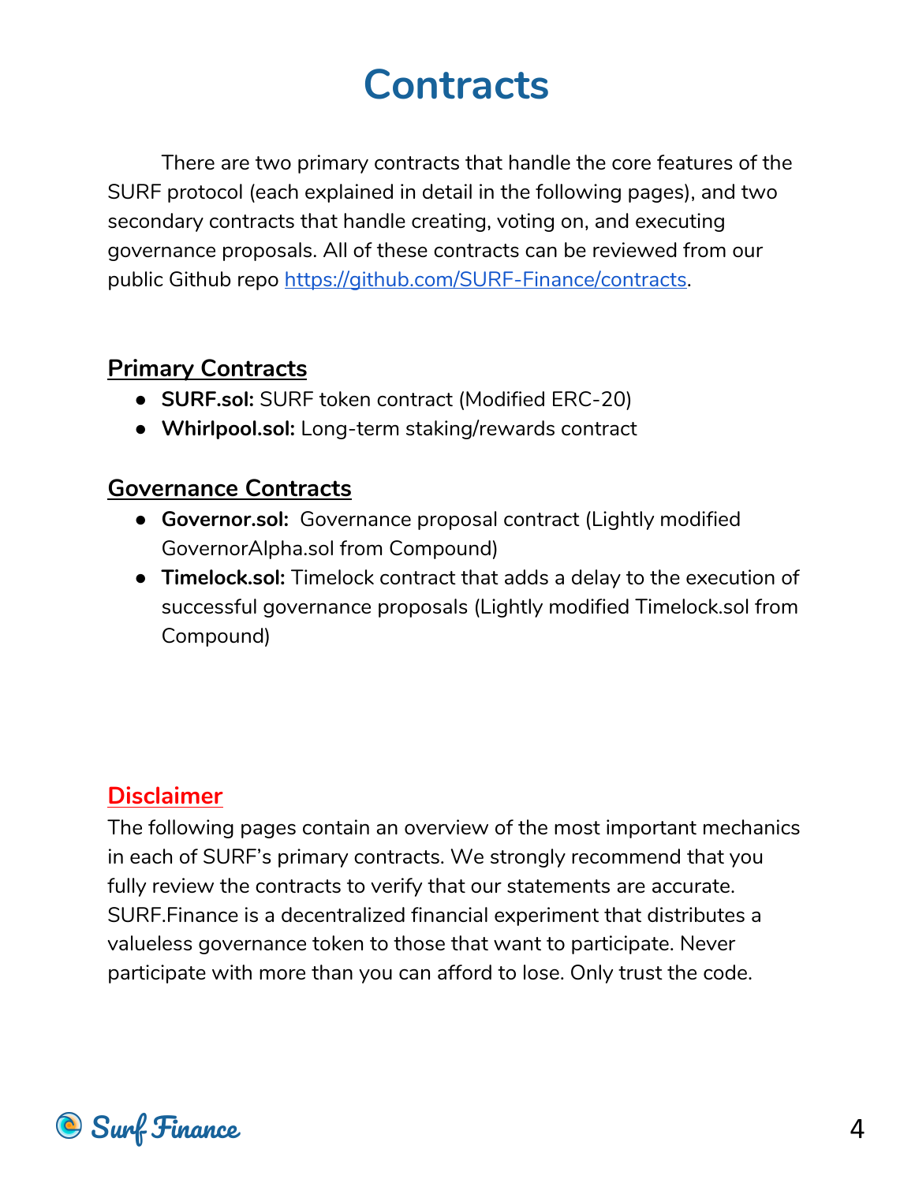# Contracts

There are two primary contracts that handle the core features of the SURF protocol (each explained in detail in the following pages), and two secondary contracts that handle creating, voting on, and executing governance proposals. All of these contracts can be reviewed from our public Github repo [https://github.com/SURF-Finance/contracts](https://github.com/SURF-Finance/contracts).

## Primary Contracts

- **SURF.sol:** SURF token contract (Modified ERC-20)
- **Whirlpool.sol:** Long-term staking/rewards contract

## Governance Contracts

- **Governor.sol:** Governance proposal contract (Lightly modified GovernorAlpha.sol from Compound)
- **Timelock.sol:** Timelock contract that adds a delay to the execution of successful governance proposals (Lightly modified Timelock.sol from Compound)

## Disclaimer

The following pages contain an overview of the most important mechanics in each of SURF's primary contracts. We strongly recommend that you fully review the contracts to verify that our statements are accurate. SURF.Finance is a decentralized financial experiment that distributes a valueless governance token to those that want to participate. Never participate with more than you can afford to lose. Only trust the code.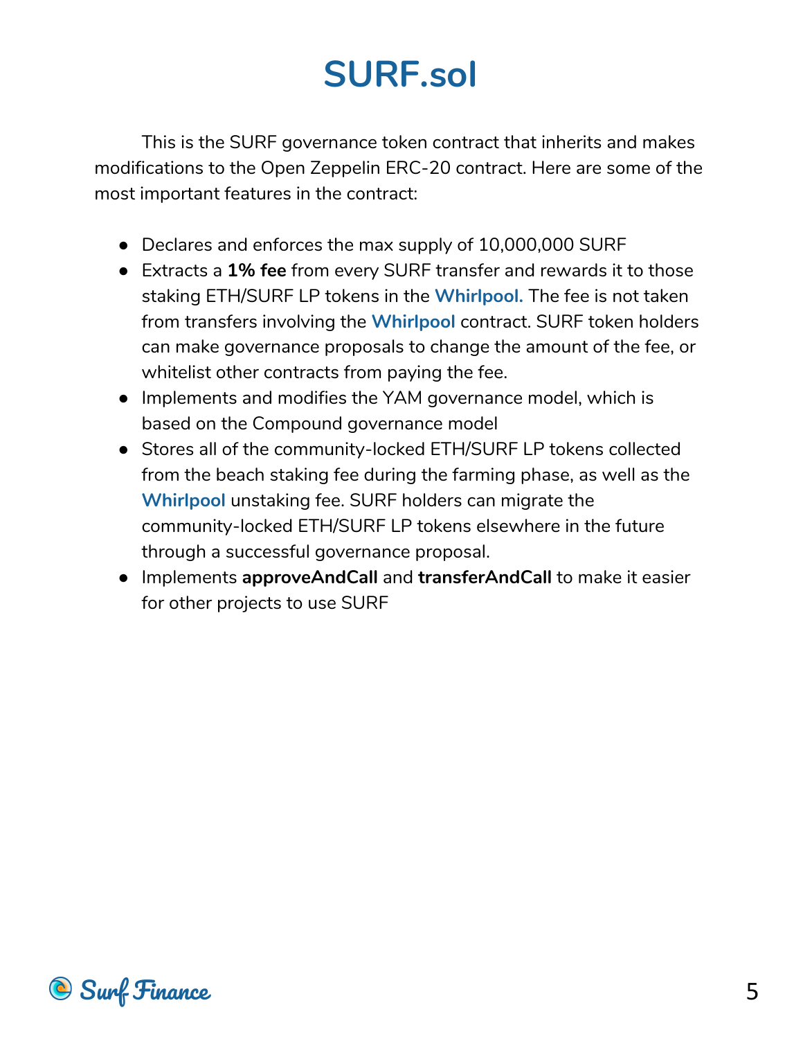# SURF.sol

This is the SURF governance token contract that inherits and makes modifications to the Open Zeppelin ERC-20 contract. Here are some of the most important features in the contract:

- Declares and enforces the max supply of 10,000,000 SURF
- Extracts a **1% fee** from every SURF transfer and rewards it to those staking ETH/SURF LP tokens in the **Whirlpool.** The fee is not taken from transfers involving the **Whirlpool** contract. SURF token holders can make governance proposals to change the amount of the fee, or whitelist other contracts from paying the fee.
- Implements and modifies the YAM governance model, which is based on the Compound governance model
- Stores all of the community-locked ETH/SURF LP tokens collected from the beach staking fee during the farming phase, as well as the **Whirlpool** unstaking fee. SURF holders can migrate the community-locked ETH/SURF LP tokens elsewhere in the future through a successful governance proposal.
- Implements **approveAndCall** and **transferAndCall** to make it easier for other projects to use SURF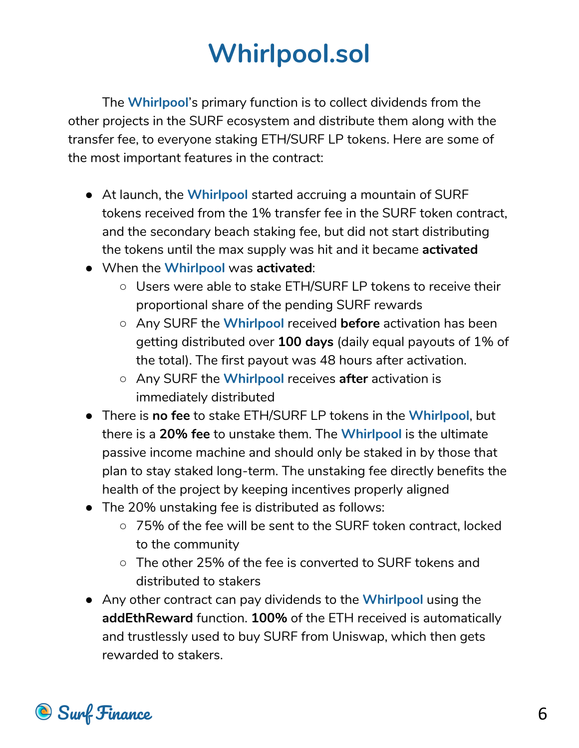# Whirlpool.sol

The **Whirlpool**'s primary function is to collect dividends from the other projects in the SURF ecosystem and distribute them along with the transfer fee, to everyone staking ETH/SURF LP tokens. Here are some of the most important features in the contract:

- At launch, the **Whirlpool** started accruing a mountain of SURF tokens received from the 1% transfer fee in the SURF token contract, and the secondary beach staking fee, but did not start distributing the tokens until the max supply was hit and it became **activated**
- When the **Whirlpool** was **activated**:
  - Users were able to stake ETH/SURF LP tokens to receive their proportional share of the pending SURF rewards
  - Any SURF the **Whirlpool** received **before** activation has been getting distributed over **100 days** (daily equal payouts of 1% of the total). The first payout was 48 hours after activation.
  - Any SURF the **Whirlpool** receives **after** activation is immediately distributed
- There is **no fee** to stake ETH/SURF LP tokens in the **Whirlpool**, but there is a **20% fee** to unstake them. The **Whirlpool** is the ultimate passive income machine and should only be staked in by those that plan to stay staked long-term. The unstaking fee directly benefits the health of the project by keeping incentives properly aligned
- The 20% unstaking fee is distributed as follows:
  - 75% of the fee will be sent to the SURF token contract, locked to the community
  - The other 25% of the fee is converted to SURF tokens and distributed to stakers
- Any other contract can pay dividends to the **Whirlpool** using the **addEthReward** function. **100%** of the ETH received is automatically and trustlessly used to buy SURF from Uniswap, which then gets rewarded to stakers.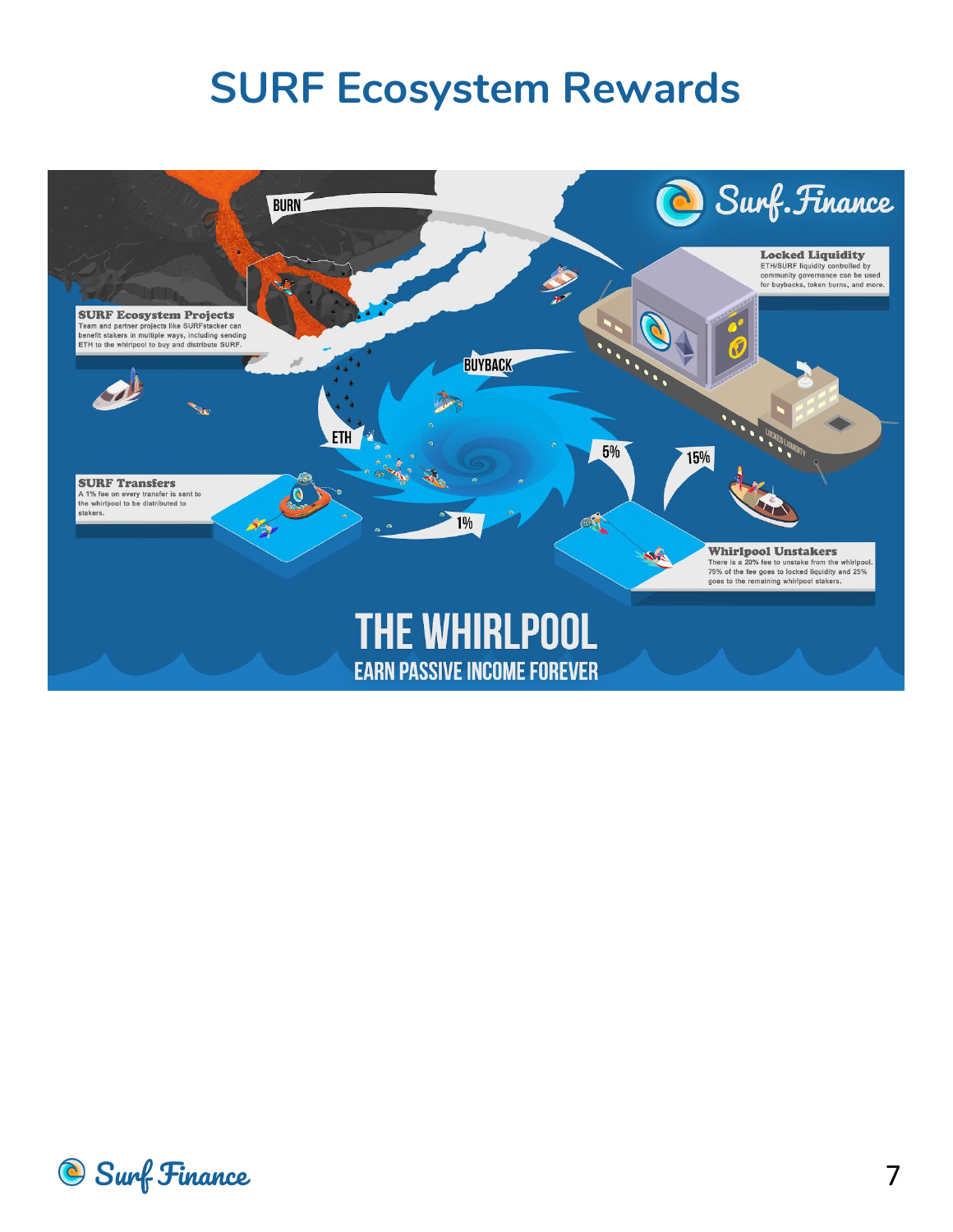# SURF Ecosystem Rewards

Surf.Finance

**Locked Liquidity**
ETH/SURF liquidity controlled by community governance can be used for buybacks, token burns, and more.

**SURF Ecosystem Projects**
Team and partner projects like SURFstacker can benefit stakers in multiple ways, including sending ETH to the whirlpool to buy and distribute SURF.

**SURF Transfers**
A 1% fee on every transfer is sent to the whirlpool to be distributed to stakers.

**Whirlpool Unstakers**
There is a 20% fee to unstake from the whirlpool. 75% of the fee goes to locked liquidity and 25% goes to the remaining whirlpool stakers.

BURN

BUYBACK

ETH

5%

15%

1%

LOCKED LIQUIDITY

THE WHIRLPOOL

EARN PASSIVE INCOME FOREVER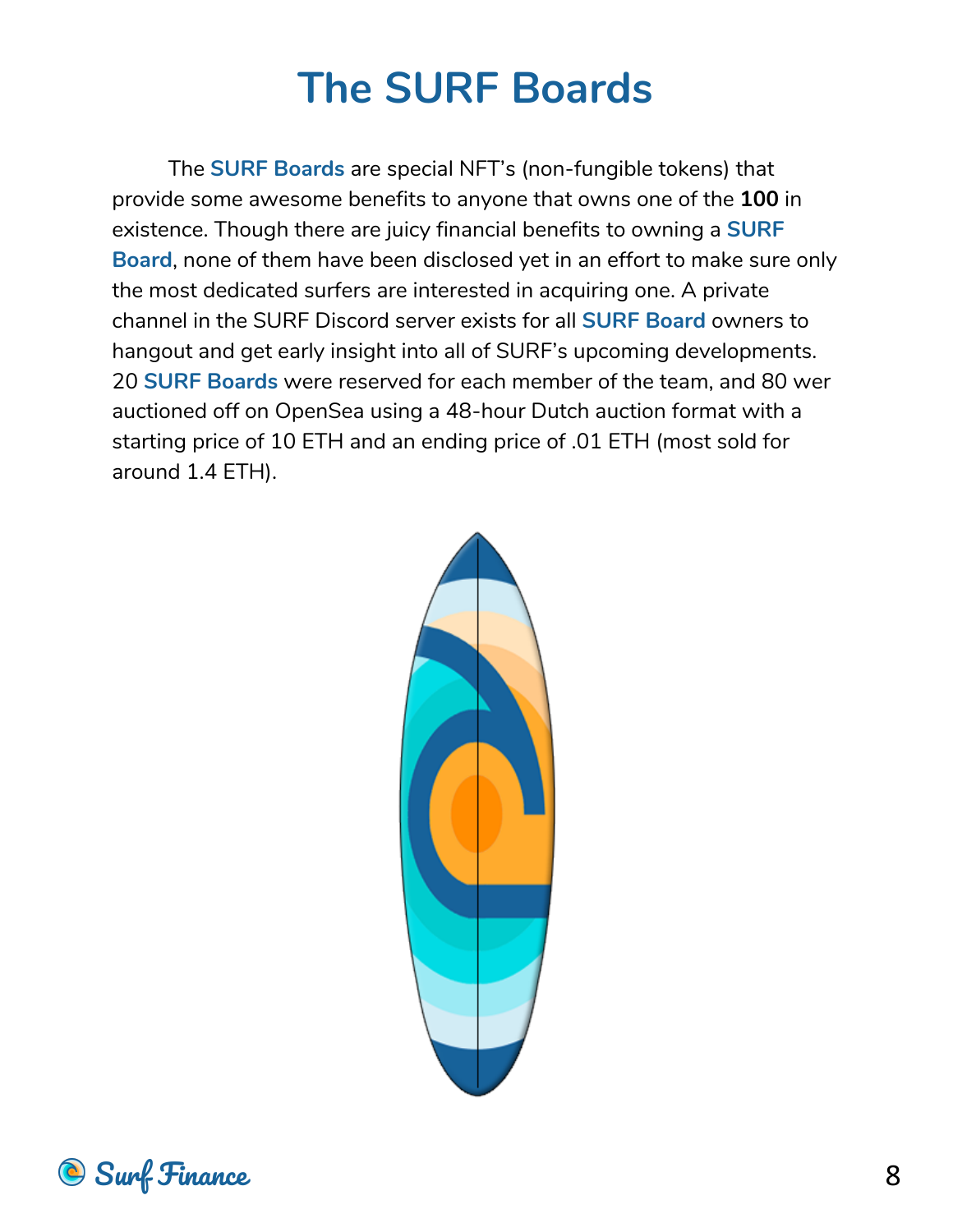# The SURF Boards

The **SURF Boards** are special NFT's (non-fungible tokens) that provide some awesome benefits to anyone that owns one of the **100** in existence. Though there are juicy financial benefits to owning a **SURF Board**, none of them have been disclosed yet in an effort to make sure only the most dedicated surfers are interested in acquiring one. A private channel in the SURF Discord server exists for all **SURF Board** owners to hangout and get early insight into all of SURF's upcoming developments. 20 **SURF Boards** were reserved for each member of the team, and 80 wer auctioned off on OpenSea using a 48-hour Dutch auction format with a starting price of 10 ETH and an ending price of .01 ETH (most sold for around 1.4 ETH).